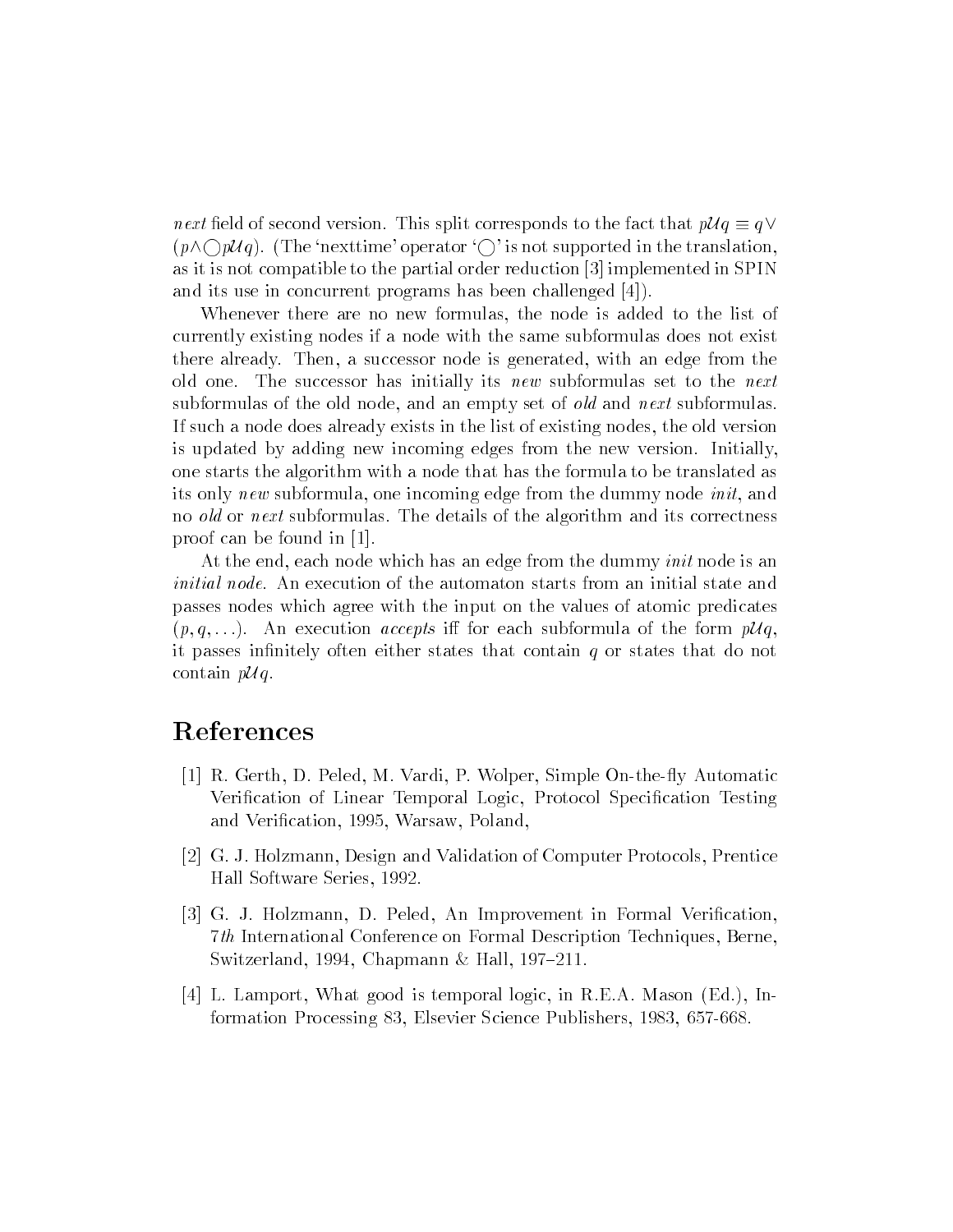*next* field of second version. This split corresponds to the fact that $p\mathcal{U}q \equiv q \vee (p \wedge \bigcirc p\mathcal{U}q)$. (The 'nexttime' operator '$\bigcirc$' is not supported in the translation, as it is not compatible to the partial order reduction [3] implemented in SPIN and its use in concurrent programs has been challenged [4]).

Whenever there are no new formulas, the node is added to the list of currently existing nodes if a node with the same subformulas does not exist there already. Then, a successor node is generated, with an edge from the old one. The successor has initially its *new* subformulas set to the *next* subformulas of the old node, and an empty set of *old* and *next* subformulas. If such a node does already exists in the list of existing nodes, the old version is updated by adding new incoming edges from the new version. Initially, one starts the algorithm with a node that has the formula to be translated as its only *new* subformula, one incoming edge from the dummy node *init*, and no *old* or *next* subformulas. The details of the algorithm and its correctness proof can be found in [1].

At the end, each node which has an edge from the dummy *init* node is an *initial node*. An execution of the automaton starts from an initial state and passes nodes which agree with the input on the values of atomic predicates $(p, q, \ldots)$. An execution *accepts* iff for each subformula of the form $p\mathcal{U}q$, it passes infinitely often either states that contain $q$ or states that do not contain $p\mathcal{U}q$.

# References

[1] R. Gerth, D. Peled, M. Vardi, P. Wolper, Simple On-the-fly Automatic Verification of Linear Temporal Logic, Protocol Specification Testing and Verification, 1995, Warsaw, Poland,

[2] G. J. Holzmann, Design and Validation of Computer Protocols, Prentice Hall Software Series, 1992.

[3] G. J. Holzmann, D. Peled, An Improvement in Formal Verification, 7*th* International Conference on Formal Description Techniques, Berne, Switzerland, 1994, Chapmann & Hall, 197–211.

[4] L. Lamport, What good is temporal logic, in R.E.A. Mason (Ed.), Information Processing 83, Elsevier Science Publishers, 1983, 657-668.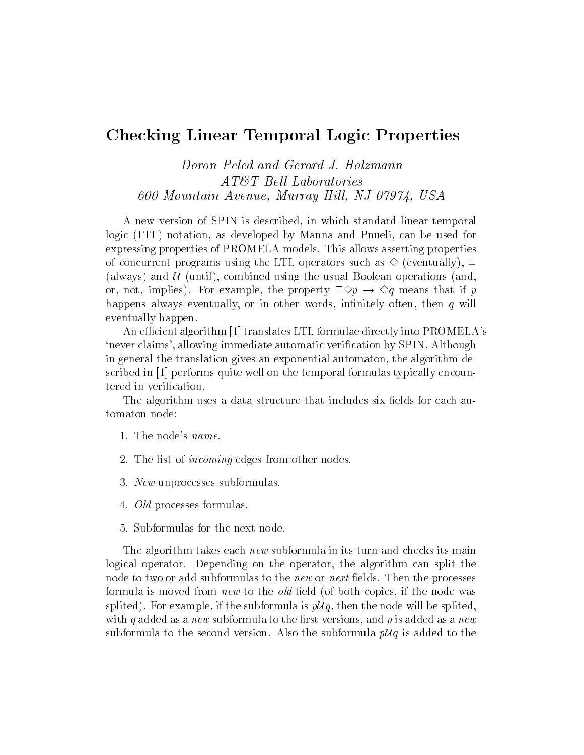# Checking Linear Temporal Logic Properties

*Doron Peled and Gerard J. Holzmann*
*AT&T Bell Laboratories*
*600 Mountain Avenue, Murray Hill, NJ 07974, USA*

A new version of SPIN is described, in which standard linear temporal logic (LTL) notation, as developed by Manna and Pnueli, can be used for expressing properties of PROMELA models. This allows asserting properties of concurrent programs using the LTL operators such as $\Diamond$ (eventually), $\Box$ (always) and $\mathcal{U}$ (until), combined using the usual Boolean operations (and, or, not, implies). For example, the property $\Box\Diamond p \rightarrow \Diamond q$ means that if $p$ happens always eventually, or in other words, infinitely often, then $q$ will eventually happen.

An efficient algorithm [1] translates LTL formulae directly into PROMELA's 'never claims', allowing immediate automatic verification by SPIN. Although in general the translation gives an exponential automaton, the algorithm described in [1] performs quite well on the temporal formulas typically encountered in verification.

The algorithm uses a data structure that includes six fields for each automaton node:

1. The node's *name*.
2. The list of *incoming* edges from other nodes.
3. *New* unprocesses subformulas.
4. *Old* processes formulas.
5. Subformulas for the next node.

The algorithm takes each *new* subformula in its turn and checks its main logical operator. Depending on the operator, the algorithm can split the node to two or add subformulas to the *new* or *next* fields. Then the processes formula is moved from *new* to the *old* field (of both copies, if the node was splited). For example, if the subformula is $p\mathcal{U}q$, then the node will be splited, with $q$ added as a *new* subformula to the first versions, and $p$ is added as a *new* subformula to the second version. Also the subformula $p\mathcal{U}q$ is added to the